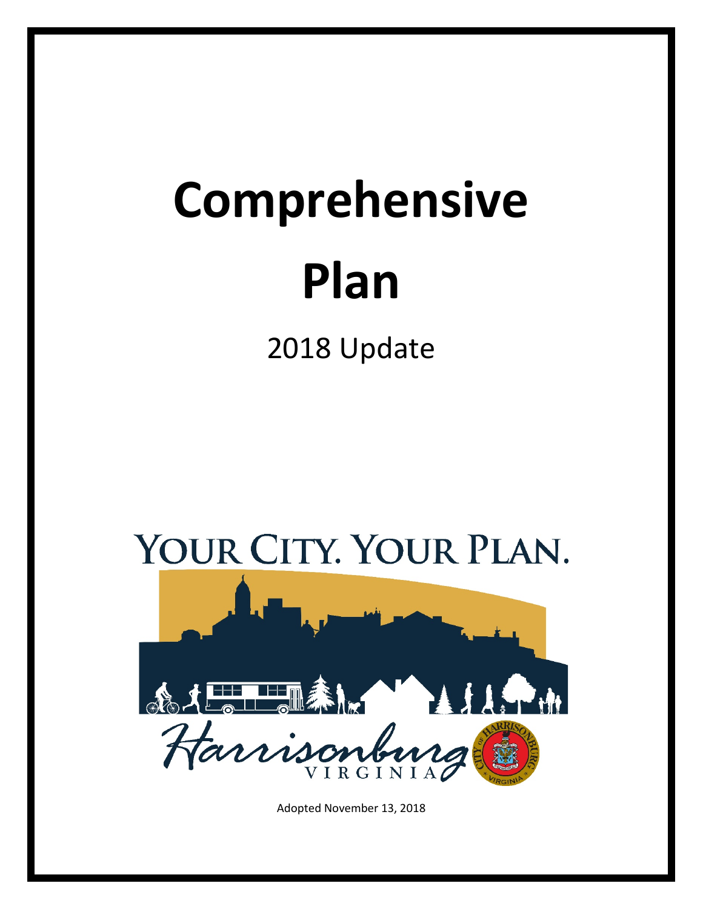# Comprehensive Plan

## 2018 Update

YOUR CITY. YOUR PLAN.

Harrisonburg VIRGINIA

Adopted November 13, 2018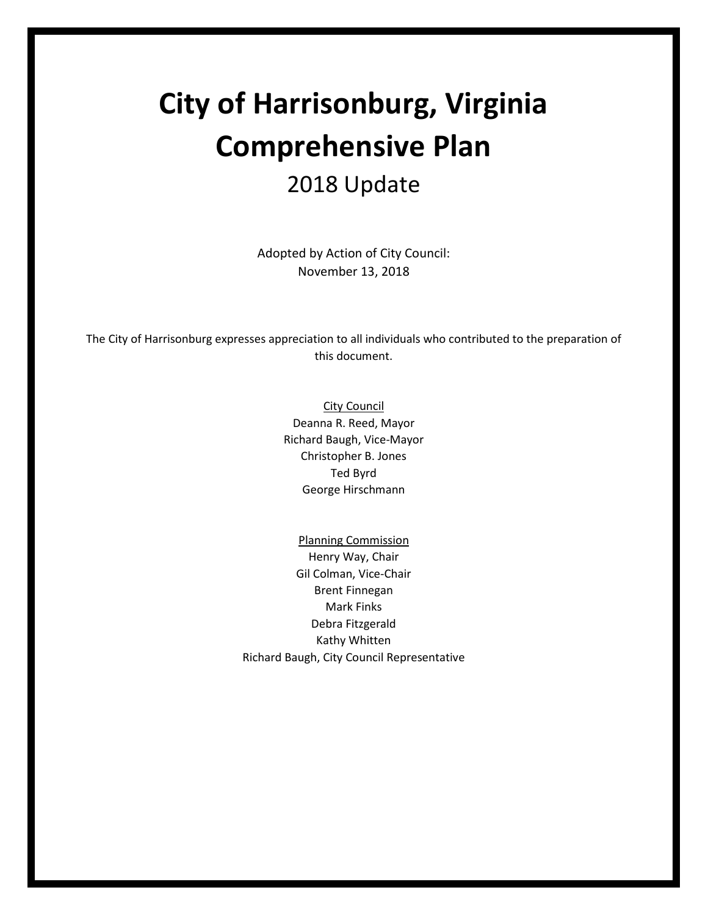# City of Harrisonburg, Virginia Comprehensive Plan

## 2018 Update

Adopted by Action of City Council:
November 13, 2018

The City of Harrisonburg expresses appreciation to all individuals who contributed to the preparation of this document.

City Council
Deanna R. Reed, Mayor
Richard Baugh, Vice-Mayor
Christopher B. Jones
Ted Byrd
George Hirschmann

Planning Commission
Henry Way, Chair
Gil Colman, Vice-Chair
Brent Finnegan
Mark Finks
Debra Fitzgerald
Kathy Whitten
Richard Baugh, City Council Representative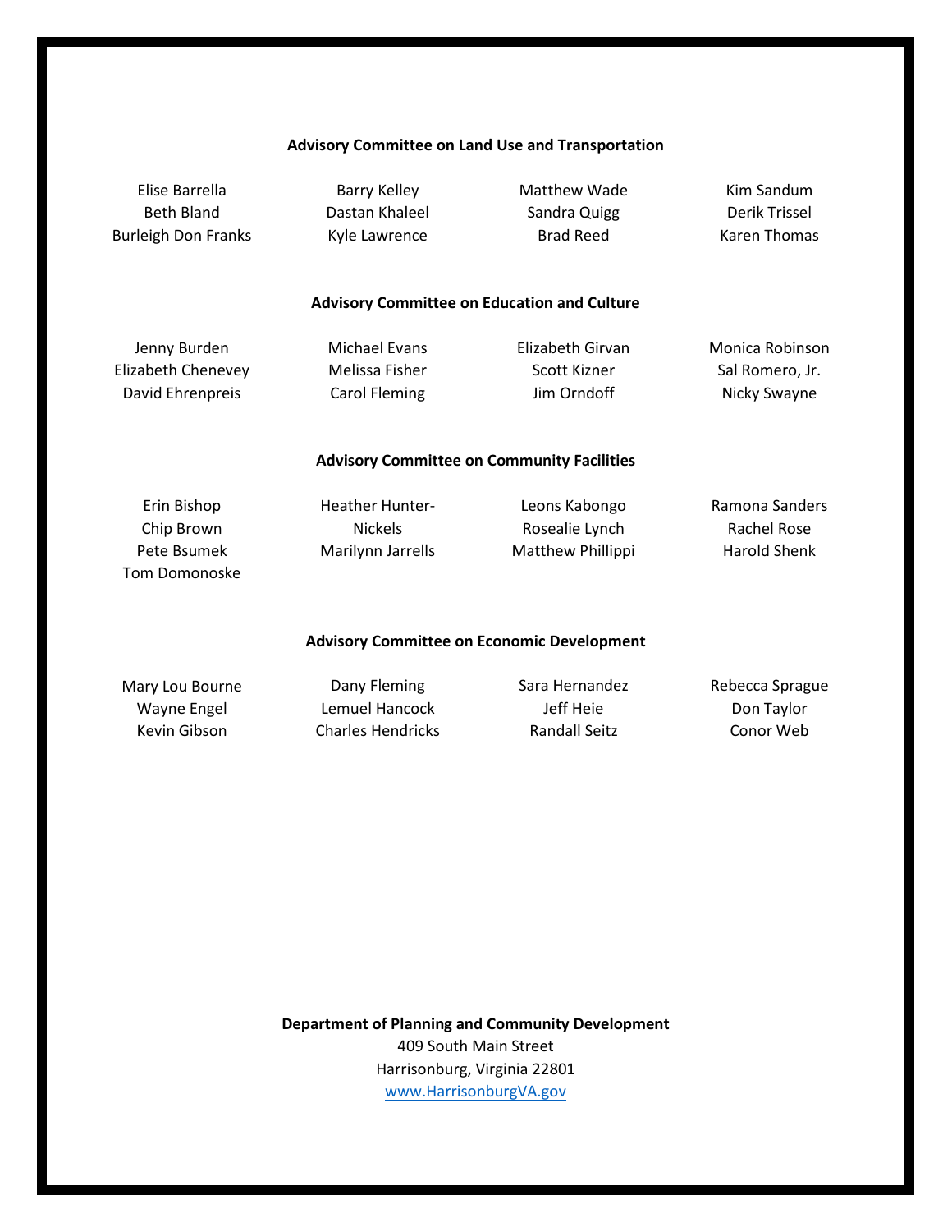**Advisory Committee on Land Use and Transportation**

Elise Barrella
Beth Bland
Burleigh Don Franks
Barry Kelley
Dastan Khaleel
Kyle Lawrence
Matthew Wade
Sandra Quigg
Brad Reed
Kim Sandum
Derik Trissel
Karen Thomas

**Advisory Committee on Education and Culture**

Jenny Burden
Elizabeth Chenevey
David Ehrenpreis
Michael Evans
Melissa Fisher
Carol Fleming
Elizabeth Girvan
Scott Kizner
Jim Orndoff
Monica Robinson
Sal Romero, Jr.
Nicky Swayne

**Advisory Committee on Community Facilities**

Erin Bishop
Chip Brown
Pete Bsumek
Tom Domonoske
Heather Hunter-Nickels
Marilynn Jarrells
Leons Kabongo
Rosealie Lynch
Matthew Phillippi
Ramona Sanders
Rachel Rose
Harold Shenk

**Advisory Committee on Economic Development**

Mary Lou Bourne
Wayne Engel
Kevin Gibson
Dany Fleming
Lemuel Hancock
Charles Hendricks
Sara Hernandez
Jeff Heie
Randall Seitz
Rebecca Sprague
Don Taylor
Conor Web

**Department of Planning and Community Development**
409 South Main Street
Harrisonburg, Virginia 22801
www.HarrisonburgVA.gov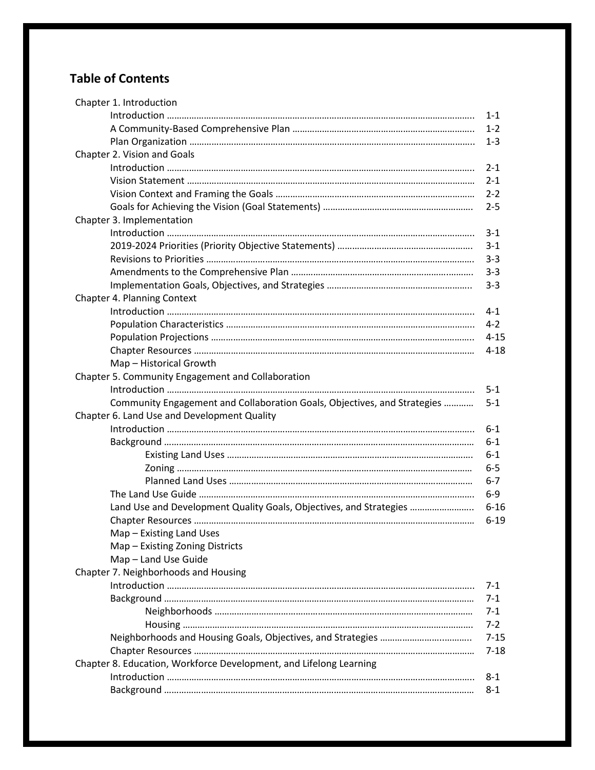## Table of Contents

| | |
|---|---|
| Chapter 1. Introduction | |
| Introduction | 1-1 |
| A Community-Based Comprehensive Plan | 1-2 |
| Plan Organization | 1-3 |
| Chapter 2. Vision and Goals | |
| Introduction | 2-1 |
| Vision Statement | 2-1 |
| Vision Context and Framing the Goals | 2-2 |
| Goals for Achieving the Vision (Goal Statements) | 2-5 |
| Chapter 3. Implementation | |
| Introduction | 3-1 |
| 2019-2024 Priorities (Priority Objective Statements) | 3-1 |
| Revisions to Priorities | 3-3 |
| Amendments to the Comprehensive Plan | 3-3 |
| Implementation Goals, Objectives, and Strategies | 3-3 |
| Chapter 4. Planning Context | |
| Introduction | 4-1 |
| Population Characteristics | 4-2 |
| Population Projections | 4-15 |
| Chapter Resources | 4-18 |
| Map – Historical Growth | |
| Chapter 5. Community Engagement and Collaboration | |
| Introduction | 5-1 |
| Community Engagement and Collaboration Goals, Objectives, and Strategies | 5-1 |
| Chapter 6. Land Use and Development Quality | |
| Introduction | 6-1 |
| Background | 6-1 |
| Existing Land Uses | 6-1 |
| Zoning | 6-5 |
| Planned Land Uses | 6-7 |
| The Land Use Guide | 6-9 |
| Land Use and Development Quality Goals, Objectives, and Strategies | 6-16 |
| Chapter Resources | 6-19 |
| Map – Existing Land Uses | |
| Map – Existing Zoning Districts | |
| Map – Land Use Guide | |
| Chapter 7. Neighborhoods and Housing | |
| Introduction | 7-1 |
| Background | 7-1 |
| Neighborhoods | 7-1 |
| Housing | 7-2 |
| Neighborhoods and Housing Goals, Objectives, and Strategies | 7-15 |
| Chapter Resources | 7-18 |
| Chapter 8. Education, Workforce Development, and Lifelong Learning | |
| Introduction | 8-1 |
| Background | 8-1 |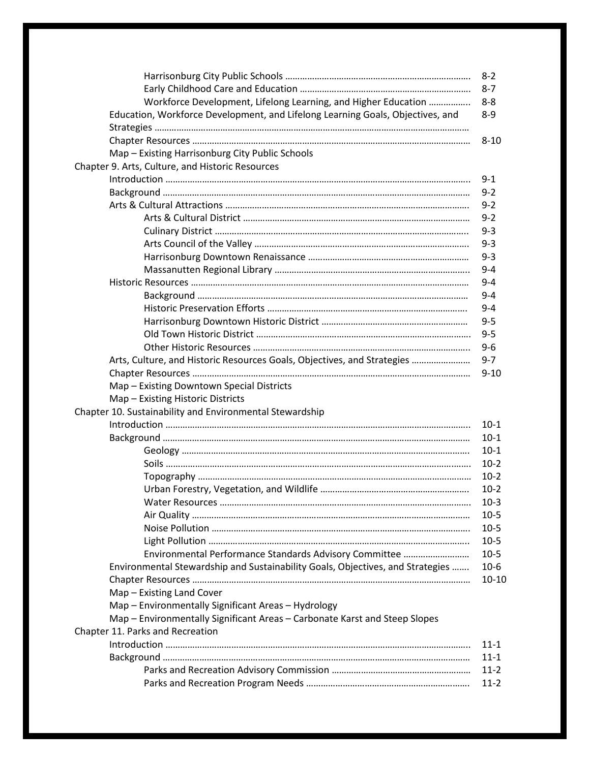| | |
|---|---|
| Harrisonburg City Public Schools ………………………………………………………………… | 8-2 |
| Early Childhood Care and Education …………………………………………………………… | 8-7 |
| Workforce Development, Lifelong Learning, and Higher Education ……………… | 8-8 |
| Education, Workforce Development, and Lifelong Learning Goals, Objectives, and Strategies ……………………………………………………………………………………………………… | 8-9 |
| Chapter Resources ……………………………………………………………………………………………… | 8-10 |
| Map – Existing Harrisonburg City Public Schools | |
| **Chapter 9. Arts, Culture, and Historic Resources** | |
| Introduction ………………………………………………………………………………………………………… | 9-1 |
| Background ………………………………………………………………………………………………………… | 9-2 |
| Arts & Cultural Attractions ………………………………………………………………………………… | 9-2 |
| Arts & Cultural District …………………………………………………………………………… | 9-2 |
| Culinary District ……………………………………………………………………………………… | 9-3 |
| Arts Council of the Valley ……………………………………………………………………… | 9-3 |
| Harrisonburg Downtown Renaissance ………………………………………………… | 9-3 |
| Massanutten Regional Library ……………………………………………………………… | 9-4 |
| Historic Resources ………………………………………………………………………………………………… | 9-4 |
| Background …………………………………………………………………………………………… | 9-4 |
| Historic Preservation Efforts ………………………………………………………………… | 9-4 |
| Harrisonburg Downtown Historic District …………………………………………… | 9-5 |
| Old Town Historic District ……………………………………………………………………… | 9-5 |
| Other Historic Resources ………………………………………………………………………… | 9-6 |
| Arts, Culture, and Historic Resources Goals, Objectives, and Strategies ……………………… | 9-7 |
| Chapter Resources ……………………………………………………………………………………………… | 9-10 |
| Map – Existing Downtown Special Districts | |
| Map – Existing Historic Districts | |
| **Chapter 10. Sustainability and Environmental Stewardship** | |
| Introduction ………………………………………………………………………………………………………… | 10-1 |
| Background ………………………………………………………………………………………………………… | 10-1 |
| Geology ……………………………………………………………………………………………………… | 10-1 |
| Soils …………………………………………………………………………………………………………… | 10-2 |
| Topography ………………………………………………………………………………………………… | 10-2 |
| Urban Forestry, Vegetation, and Wildlife …………………………………………… | 10-2 |
| Water Resources …………………………………………………………………………………… | 10-3 |
| Air Quality ………………………………………………………………………………………………… | 10-5 |
| Noise Pollution ………………………………………………………………………………………… | 10-5 |
| Light Pollution ………………………………………………………………………………………… | 10-5 |
| Environmental Performance Standards Advisory Committee ………………… | 10-5 |
| Environmental Stewardship and Sustainability Goals, Objectives, and Strategies ……. | 10-6 |
| Chapter Resources ……………………………………………………………………………………………… | 10-10 |
| Map – Existing Land Cover | |
| Map – Environmentally Significant Areas – Hydrology | |
| Map – Environmentally Significant Areas – Carbonate Karst and Steep Slopes | |
| **Chapter 11. Parks and Recreation** | |
| Introduction ………………………………………………………………………………………………………… | 11-1 |
| Background ………………………………………………………………………………………………………… | 11-1 |
| Parks and Recreation Advisory Commission ……………………………………………… | 11-2 |
| Parks and Recreation Program Needs ………………………………………………………… | 11-2 |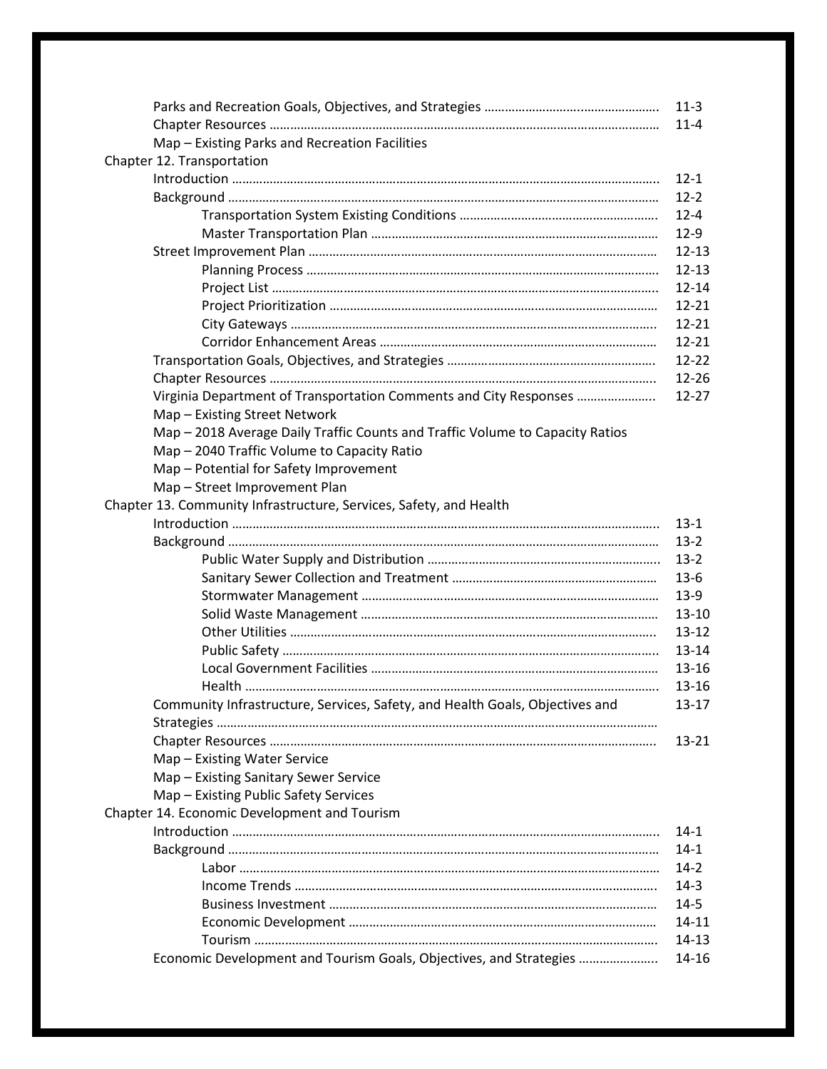| | |
|---|---|
| Parks and Recreation Goals, Objectives, and Strategies | 11-3 |
| Chapter Resources | 11-4 |
| Map – Existing Parks and Recreation Facilities | |
| **Chapter 12. Transportation** | |
| Introduction | 12-1 |
| Background | 12-2 |
| Transportation System Existing Conditions | 12-4 |
| Master Transportation Plan | 12-9 |
| Street Improvement Plan | 12-13 |
| Planning Process | 12-13 |
| Project List | 12-14 |
| Project Prioritization | 12-21 |
| City Gateways | 12-21 |
| Corridor Enhancement Areas | 12-21 |
| Transportation Goals, Objectives, and Strategies | 12-22 |
| Chapter Resources | 12-26 |
| Virginia Department of Transportation Comments and City Responses | 12-27 |
| Map – Existing Street Network | |
| Map – 2018 Average Daily Traffic Counts and Traffic Volume to Capacity Ratios | |
| Map – 2040 Traffic Volume to Capacity Ratio | |
| Map – Potential for Safety Improvement | |
| Map – Street Improvement Plan | |
| **Chapter 13. Community Infrastructure, Services, Safety, and Health** | |
| Introduction | 13-1 |
| Background | 13-2 |
| Public Water Supply and Distribution | 13-2 |
| Sanitary Sewer Collection and Treatment | 13-6 |
| Stormwater Management | 13-9 |
| Solid Waste Management | 13-10 |
| Other Utilities | 13-12 |
| Public Safety | 13-14 |
| Local Government Facilities | 13-16 |
| Health | 13-16 |
| Community Infrastructure, Services, Safety, and Health Goals, Objectives and Strategies | 13-17 |
| Chapter Resources | 13-21 |
| Map – Existing Water Service | |
| Map – Existing Sanitary Sewer Service | |
| Map – Existing Public Safety Services | |
| **Chapter 14. Economic Development and Tourism** | |
| Introduction | 14-1 |
| Background | 14-1 |
| Labor | 14-2 |
| Income Trends | 14-3 |
| Business Investment | 14-5 |
| Economic Development | 14-11 |
| Tourism | 14-13 |
| Economic Development and Tourism Goals, Objectives, and Strategies | 14-16 |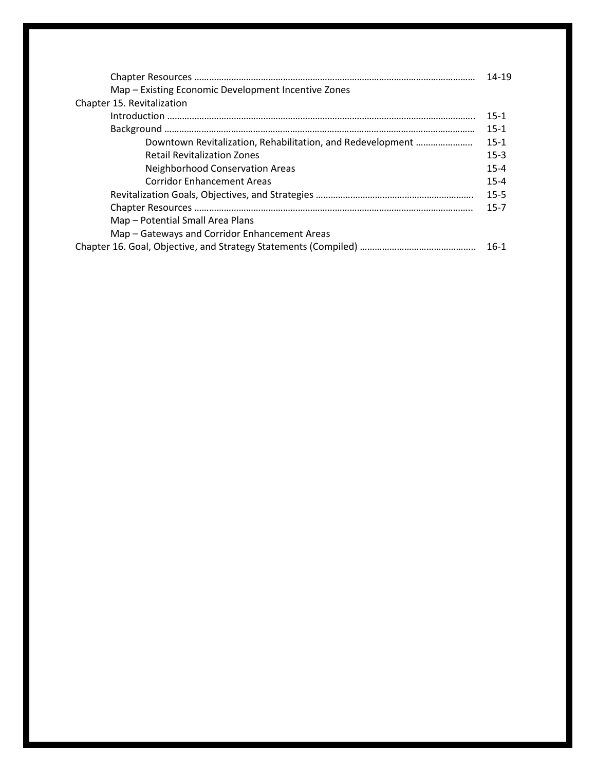| | |
|---|---|
| Chapter Resources ……………………………………………………………………………………………………… | 14-19 |
| Map – Existing Economic Development Incentive Zones | |
| Chapter 15. Revitalization | |
| Introduction ……………………………………………………………………………………………………………….. | 15-1 |
| Background ……………………………………………………………………………………………………………… | 15-1 |
| Downtown Revitalization, Rehabilitation, and Redevelopment ………………….. | 15-1 |
| Retail Revitalization Zones | 15-3 |
| Neighborhood Conservation Areas | 15-4 |
| Corridor Enhancement Areas | 15-4 |
| Revitalization Goals, Objectives, and Strategies ……………………………………………………. | 15-5 |
| Chapter Resources …………………………………………………………………………………………………….. | 15-7 |
| Map – Potential Small Area Plans | |
| Map – Gateways and Corridor Enhancement Areas | |
| Chapter 16. Goal, Objective, and Strategy Statements (Compiled) ……………………………………….. | 16-1 |